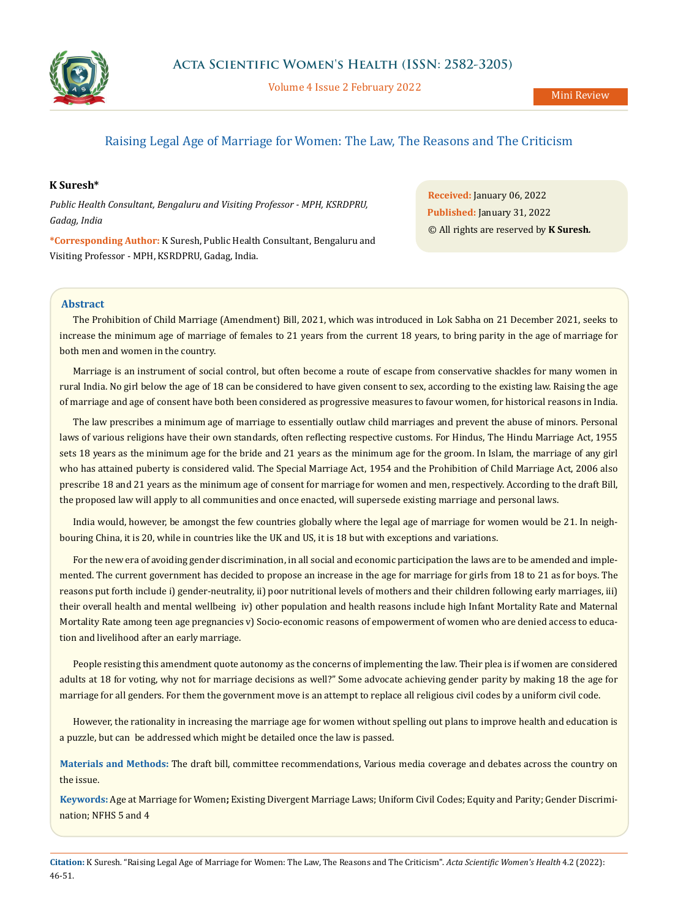# Raising Legal Age of Marriage for Women: The Law, The Reasons and The Criticism

**K Suresh***

*Public Health Consultant, Bengaluru and Visiting Professor - MPH, KSRDPRU, Gadag, India*

***Corresponding Author:** K Suresh, Public Health Consultant, Bengaluru and Visiting Professor - MPH, KSRDPRU, Gadag, India.

**Received:** January 06, 2022
**Published:** January 31, 2022
© All rights are reserved by **K Suresh.**

## Abstract

The Prohibition of Child Marriage (Amendment) Bill, 2021, which was introduced in Lok Sabha on 21 December 2021, seeks to increase the minimum age of marriage of females to 21 years from the current 18 years, to bring parity in the age of marriage for both men and women in the country.

Marriage is an instrument of social control, but often become a route of escape from conservative shackles for many women in rural India. No girl below the age of 18 can be considered to have given consent to sex, according to the existing law. Raising the age of marriage and age of consent have both been considered as progressive measures to favour women, for historical reasons in India.

The law prescribes a minimum age of marriage to essentially outlaw child marriages and prevent the abuse of minors. Personal laws of various religions have their own standards, often reflecting respective customs. For Hindus, The Hindu Marriage Act, 1955 sets 18 years as the minimum age for the bride and 21 years as the minimum age for the groom. In Islam, the marriage of any girl who has attained puberty is considered valid. The Special Marriage Act, 1954 and the Prohibition of Child Marriage Act, 2006 also prescribe 18 and 21 years as the minimum age of consent for marriage for women and men, respectively. According to the draft Bill, the proposed law will apply to all communities and once enacted, will supersede existing marriage and personal laws.

India would, however, be amongst the few countries globally where the legal age of marriage for women would be 21. In neighbouring China, it is 20, while in countries like the UK and US, it is 18 but with exceptions and variations.

For the new era of avoiding gender discrimination, in all social and economic participation the laws are to be amended and implemented. The current government has decided to propose an increase in the age for marriage for girls from 18 to 21 as for boys. The reasons put forth include i) gender-neutrality, ii) poor nutritional levels of mothers and their children following early marriages, iii) their overall health and mental wellbeing iv) other population and health reasons include high Infant Mortality Rate and Maternal Mortality Rate among teen age pregnancies v) Socio-economic reasons of empowerment of women who are denied access to education and livelihood after an early marriage.

People resisting this amendment quote autonomy as the concerns of implementing the law. Their plea is if women are considered adults at 18 for voting, why not for marriage decisions as well?" Some advocate achieving gender parity by making 18 the age for marriage for all genders. For them the government move is an attempt to replace all religious civil codes by a uniform civil code.

However, the rationality in increasing the marriage age for women without spelling out plans to improve health and education is a puzzle, but can be addressed which might be detailed once the law is passed.

**Materials and Methods:** The draft bill, committee recommendations, Various media coverage and debates across the country on the issue.

**Keywords:** Age at Marriage for Women**;** Existing Divergent Marriage Laws; Uniform Civil Codes; Equity and Parity; Gender Discrimination; NFHS 5 and 4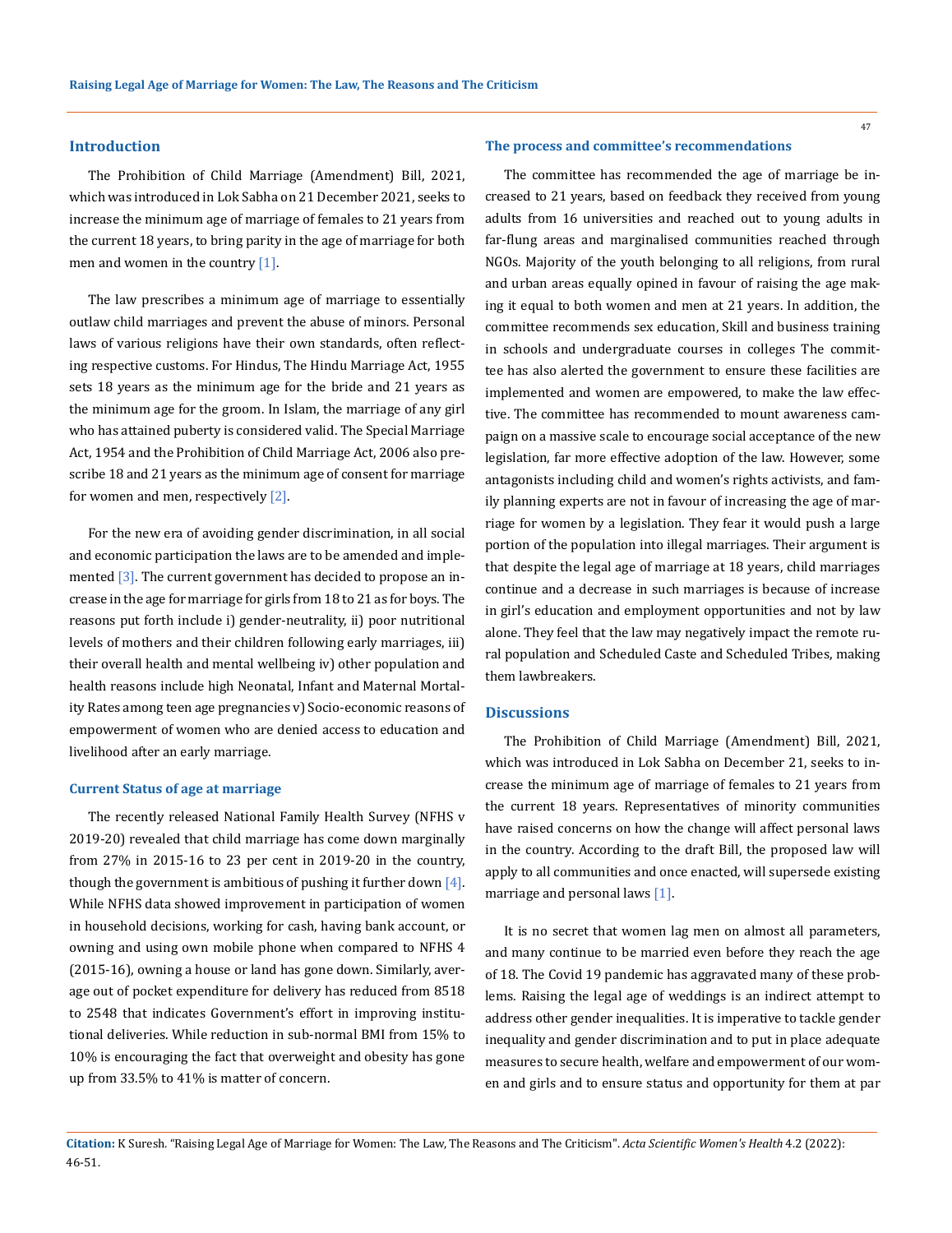## Introduction

The Prohibition of Child Marriage (Amendment) Bill, 2021, which was introduced in Lok Sabha on 21 December 2021, seeks to increase the minimum age of marriage of females to 21 years from the current 18 years, to bring parity in the age of marriage for both men and women in the country [1].

The law prescribes a minimum age of marriage to essentially outlaw child marriages and prevent the abuse of minors. Personal laws of various religions have their own standards, often reflecting respective customs. For Hindus, The Hindu Marriage Act, 1955 sets 18 years as the minimum age for the bride and 21 years as the minimum age for the groom. In Islam, the marriage of any girl who has attained puberty is considered valid. The Special Marriage Act, 1954 and the Prohibition of Child Marriage Act, 2006 also prescribe 18 and 21 years as the minimum age of consent for marriage for women and men, respectively [2].

For the new era of avoiding gender discrimination, in all social and economic participation the laws are to be amended and implemented [3]. The current government has decided to propose an increase in the age for marriage for girls from 18 to 21 as for boys. The reasons put forth include i) gender-neutrality, ii) poor nutritional levels of mothers and their children following early marriages, iii) their overall health and mental wellbeing iv) other population and health reasons include high Neonatal, Infant and Maternal Mortality Rates among teen age pregnancies v) Socio-economic reasons of empowerment of women who are denied access to education and livelihood after an early marriage.

### Current Status of age at marriage

The recently released National Family Health Survey (NFHS v 2019-20) revealed that child marriage has come down marginally from 27% in 2015-16 to 23 per cent in 2019-20 in the country, though the government is ambitious of pushing it further down [4]. While NFHS data showed improvement in participation of women in household decisions, working for cash, having bank account, or owning and using own mobile phone when compared to NFHS 4 (2015-16), owning a house or land has gone down. Similarly, average out of pocket expenditure for delivery has reduced from 8518 to 2548 that indicates Government's effort in improving institutional deliveries. While reduction in sub-normal BMI from 15% to 10% is encouraging the fact that overweight and obesity has gone up from 33.5% to 41% is matter of concern.

### The process and committee's recommendations

The committee has recommended the age of marriage be increased to 21 years, based on feedback they received from young adults from 16 universities and reached out to young adults in far-flung areas and marginalised communities reached through NGOs. Majority of the youth belonging to all religions, from rural and urban areas equally opined in favour of raising the age making it equal to both women and men at 21 years. In addition, the committee recommends sex education, Skill and business training in schools and undergraduate courses in colleges The committee has also alerted the government to ensure these facilities are implemented and women are empowered, to make the law effective. The committee has recommended to mount awareness campaign on a massive scale to encourage social acceptance of the new legislation, far more effective adoption of the law. However, some antagonists including child and women's rights activists, and family planning experts are not in favour of increasing the age of marriage for women by a legislation. They fear it would push a large portion of the population into illegal marriages. Their argument is that despite the legal age of marriage at 18 years, child marriages continue and a decrease in such marriages is because of increase in girl's education and employment opportunities and not by law alone. They feel that the law may negatively impact the remote rural population and Scheduled Caste and Scheduled Tribes, making them lawbreakers.

## Discussions

The Prohibition of Child Marriage (Amendment) Bill, 2021, which was introduced in Lok Sabha on December 21, seeks to increase the minimum age of marriage of females to 21 years from the current 18 years. Representatives of minority communities have raised concerns on how the change will affect personal laws in the country. According to the draft Bill, the proposed law will apply to all communities and once enacted, will supersede existing marriage and personal laws [1].

It is no secret that women lag men on almost all parameters, and many continue to be married even before they reach the age of 18. The Covid 19 pandemic has aggravated many of these problems. Raising the legal age of weddings is an indirect attempt to address other gender inequalities. It is imperative to tackle gender inequality and gender discrimination and to put in place adequate measures to secure health, welfare and empowerment of our women and girls and to ensure status and opportunity for them at par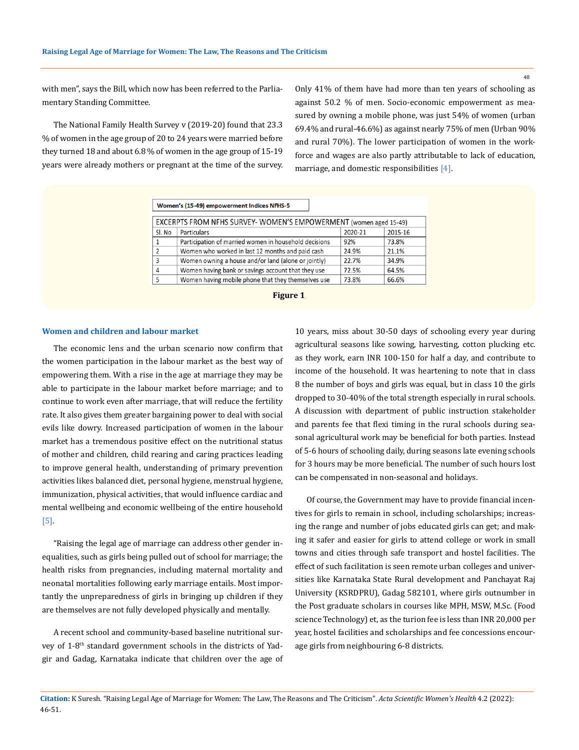with men", says the Bill, which now has been referred to the Parliamentary Standing Committee.

The National Family Health Survey v (2019-20) found that 23.3 % of women in the age group of 20 to 24 years were married before they turned 18 and about 6.8 % of women in the age group of 15-19 years were already mothers or pregnant at the time of the survey. Only 41% of them have had more than ten years of schooling as against 50.2 % of men. Socio-economic empowerment as measured by owning a mobile phone, was just 54% of women (urban 69.4% and rural-46.6%) as against nearly 75% of men (Urban 90% and rural 70%). The lower participation of women in the workforce and wages are also partly attributable to lack of education, marriage, and domestic responsibilities [4].

**Women's (15-49) empowerment Indices NFHS-5**

| EXCERPTS FROM NFHS SURVEY- WOMEN'S EMPOWERMENT (women aged 15-49) | | | |
|---|---|---|---|
| Sl. No | Particulars | 2020-21 | 2015-16 |
| 1 | Participation of married women in household decisions | 92% | 73.8% |
| 2 | Women who worked in last 12 months and paid cash | 24.9% | 21.1% |
| 3 | Women owning a house and/or land (alone or jointly) | 22.7% | 34.9% |
| 4 | Women having bank or savings account that they use | 72.5% | 64.5% |
| 5 | Women having mobile phone that they themselves use | 73.8% | 66.6% |

**Figure 1**

### Women and children and labour market

The economic lens and the urban scenario now confirm that the women participation in the labour market as the best way of empowering them. With a rise in the age at marriage they may be able to participate in the labour market before marriage; and to continue to work even after marriage, that will reduce the fertility rate. It also gives them greater bargaining power to deal with social evils like dowry. Increased participation of women in the labour market has a tremendous positive effect on the nutritional status of mother and children, child rearing and caring practices leading to improve general health, understanding of primary prevention activities likes balanced diet, personal hygiene, menstrual hygiene, immunization, physical activities, that would influence cardiac and mental wellbeing and economic wellbeing of the entire household [5].

"Raising the legal age of marriage can address other gender inequalities, such as girls being pulled out of school for marriage; the health risks from pregnancies, including maternal mortality and neonatal mortalities following early marriage entails. Most importantly the unpreparedness of girls in bringing up children if they are themselves are not fully developed physically and mentally.

A recent school and community-based baseline nutritional survey of 1-8th standard government schools in the districts of Yadgir and Gadag, Karnataka indicate that children over the age of 10 years, miss about 30-50 days of schooling every year during agricultural seasons like sowing, harvesting, cotton plucking etc. as they work, earn INR 100-150 for half a day, and contribute to income of the household. It was heartening to note that in class 8 the number of boys and girls was equal, but in class 10 the girls dropped to 30-40% of the total strength especially in rural schools. A discussion with department of public instruction stakeholder and parents fee that flexi timing in the rural schools during seasonal agricultural work may be beneficial for both parties. Instead of 5-6 hours of schooling daily, during seasons late evening schools for 3 hours may be more beneficial. The number of such hours lost can be compensated in non-seasonal and holidays.

Of course, the Government may have to provide financial incentives for girls to remain in school, including scholarships; increasing the range and number of jobs educated girls can get; and making it safer and easier for girls to attend college or work in small towns and cities through safe transport and hostel facilities. The effect of such facilitation is seen remote urban colleges and universities like Karnataka State Rural development and Panchayat Raj University (KSRDPRU), Gadag 582101, where girls outnumber in the Post graduate scholars in courses like MPH, MSW, M.Sc. (Food science Technology) et, as the turion fee is less than INR 20,000 per year, hostel facilities and scholarships and fee concessions encourage girls from neighbouring 6-8 districts.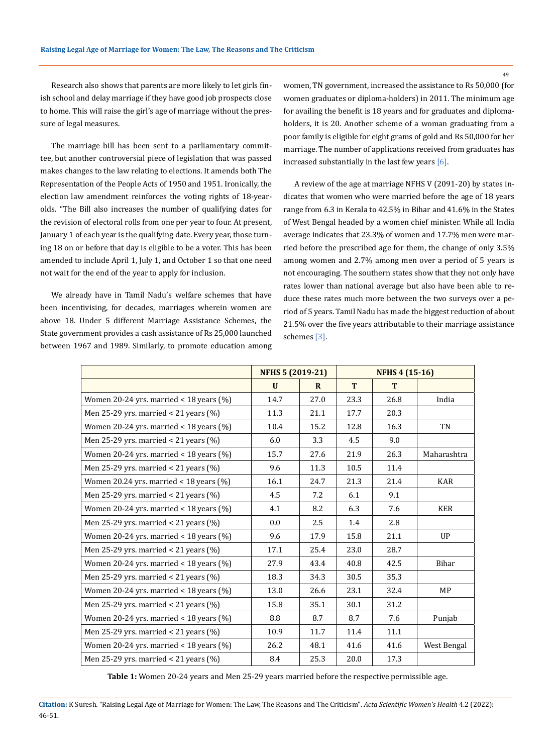Research also shows that parents are more likely to let girls finish school and delay marriage if they have good job prospects close to home. This will raise the girl's age of marriage without the pressure of legal measures.

The marriage bill has been sent to a parliamentary committee, but another controversial piece of legislation that was passed makes changes to the law relating to elections. It amends both The Representation of the People Acts of 1950 and 1951. Ironically, the election law amendment reinforces the voting rights of 18-year-olds. "The Bill also increases the number of qualifying dates for the revision of electoral rolls from one per year to four. At present, January 1 of each year is the qualifying date. Every year, those turning 18 on or before that day is eligible to be a voter. This has been amended to include April 1, July 1, and October 1 so that one need not wait for the end of the year to apply for inclusion.

We already have in Tamil Nadu's welfare schemes that have been incentivising, for decades, marriages wherein women are above 18. Under 5 different Marriage Assistance Schemes, the State government provides a cash assistance of Rs 25,000 launched between 1967 and 1989. Similarly, to promote education among women, TN government, increased the assistance to Rs 50,000 (for women graduates or diploma-holders) in 2011. The minimum age for availing the benefit is 18 years and for graduates and diploma-holders, it is 20. Another scheme of a woman graduating from a poor family is eligible for eight grams of gold and Rs 50,000 for her marriage. The number of applications received from graduates has increased substantially in the last few years [6].

A review of the age at marriage NFHS V (2091-20) by states indicates that women who were married before the age of 18 years range from 6.3 in Kerala to 42.5% in Bihar and 41.6% in the States of West Bengal headed by a women chief minister. While all India average indicates that 23.3% of women and 17.7% men were married before the prescribed age for them, the change of only 3.5% among women and 2.7% among men over a period of 5 years is not encouraging. The southern states show that they not only have rates lower than national average but also have been able to reduce these rates much more between the two surveys over a period of 5 years. Tamil Nadu has made the biggest reduction of about 21.5% over the five years attributable to their marriage assistance schemes [3].

| | NFHS 5 (2019-21) | | NFHS 4 (15-16) | | |
|---|---|---|---|---|---|
| | U | R | T | T | |
| Women 20-24 yrs. married < 18 years (%) | 14.7 | 27.0 | 23.3 | 26.8 | India |
| Men 25-29 yrs. married < 21 years (%) | 11.3 | 21.1 | 17.7 | 20.3 | |
| Women 20-24 yrs. married < 18 years (%) | 10.4 | 15.2 | 12.8 | 16.3 | TN |
| Men 25-29 yrs. married < 21 years (%) | 6.0 | 3.3 | 4.5 | 9.0 | |
| Women 20-24 yrs. married < 18 years (%) | 15.7 | 27.6 | 21.9 | 26.3 | Maharashtra |
| Men 25-29 yrs. married < 21 years (%) | 9.6 | 11.3 | 10.5 | 11.4 | |
| Women 20.24 yrs. married < 18 years (%) | 16.1 | 24.7 | 21.3 | 21.4 | KAR |
| Men 25-29 yrs. married < 21 years (%) | 4.5 | 7.2 | 6.1 | 9.1 | |
| Women 20-24 yrs. married < 18 years (%) | 4.1 | 8.2 | 6.3 | 7.6 | KER |
| Men 25-29 yrs. married < 21 years (%) | 0.0 | 2.5 | 1.4 | 2.8 | |
| Women 20-24 yrs. married < 18 years (%) | 9.6 | 17.9 | 15.8 | 21.1 | UP |
| Men 25-29 yrs. married < 21 years (%) | 17.1 | 25.4 | 23.0 | 28.7 | |
| Women 20-24 yrs. married < 18 years (%) | 27.9 | 43.4 | 40.8 | 42.5 | Bihar |
| Men 25-29 yrs. married < 21 years (%) | 18.3 | 34.3 | 30.5 | 35.3 | |
| Women 20-24 yrs. married < 18 years (%) | 13.0 | 26.6 | 23.1 | 32.4 | MP |
| Men 25-29 yrs. married < 21 years (%) | 15.8 | 35.1 | 30.1 | 31.2 | |
| Women 20-24 yrs. married < 18 years (%) | 8.8 | 8.7 | 8.7 | 7.6 | Punjab |
| Men 25-29 yrs. married < 21 years (%) | 10.9 | 11.7 | 11.4 | 11.1 | |
| Women 20-24 yrs. married < 18 years (%) | 26.2 | 48.1 | 41.6 | 41.6 | West Bengal |
| Men 25-29 yrs. married < 21 years (%) | 8.4 | 25.3 | 20.0 | 17.3 | |

**Table 1:** Women 20-24 years and Men 25-29 years married before the respective permissible age.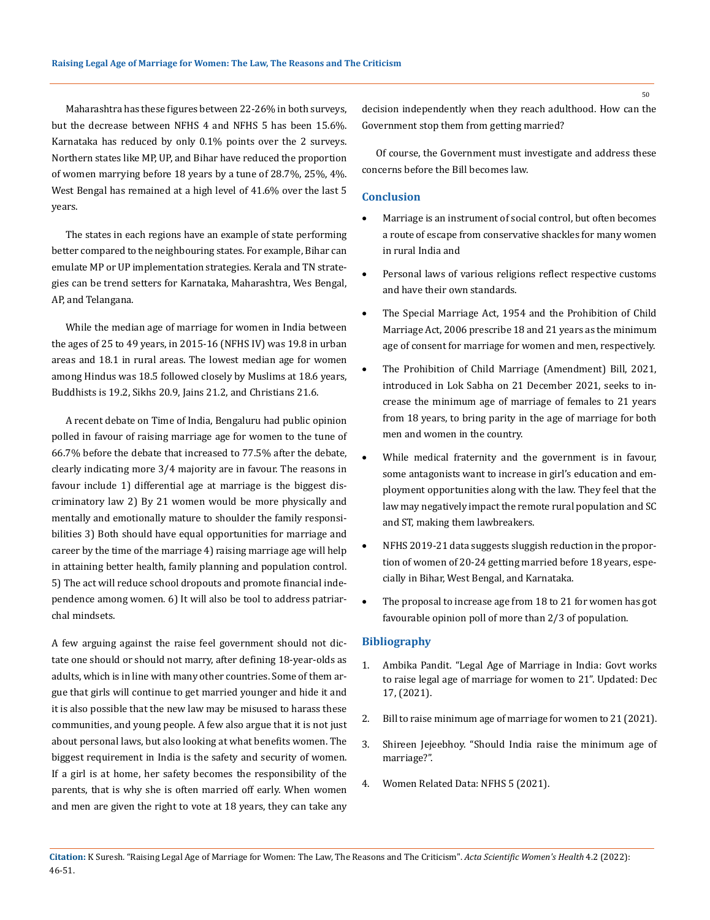Maharashtra has these figures between 22-26% in both surveys, but the decrease between NFHS 4 and NFHS 5 has been 15.6%. Karnataka has reduced by only 0.1% points over the 2 surveys. Northern states like MP, UP, and Bihar have reduced the proportion of women marrying before 18 years by a tune of 28.7%, 25%, 4%. West Bengal has remained at a high level of 41.6% over the last 5 years.

The states in each regions have an example of state performing better compared to the neighbouring states. For example, Bihar can emulate MP or UP implementation strategies. Kerala and TN strategies can be trend setters for Karnataka, Maharashtra, Wes Bengal, AP, and Telangana.

While the median age of marriage for women in India between the ages of 25 to 49 years, in 2015-16 (NFHS IV) was 19.8 in urban areas and 18.1 in rural areas. The lowest median age for women among Hindus was 18.5 followed closely by Muslims at 18.6 years, Buddhists is 19.2, Sikhs 20.9, Jains 21.2, and Christians 21.6.

A recent debate on Time of India, Bengaluru had public opinion polled in favour of raising marriage age for women to the tune of 66.7% before the debate that increased to 77.5% after the debate, clearly indicating more 3/4 majority are in favour. The reasons in favour include 1) differential age at marriage is the biggest discriminatory law 2) By 21 women would be more physically and mentally and emotionally mature to shoulder the family responsibilities 3) Both should have equal opportunities for marriage and career by the time of the marriage 4) raising marriage age will help in attaining better health, family planning and population control. 5) The act will reduce school dropouts and promote financial independence among women. 6) It will also be tool to address patriarchal mindsets.

A few arguing against the raise feel government should not dictate one should or should not marry, after defining 18-year-olds as adults, which is in line with many other countries. Some of them argue that girls will continue to get married younger and hide it and it is also possible that the new law may be misused to harass these communities, and young people. A few also argue that it is not just about personal laws, but also looking at what benefits women. The biggest requirement in India is the safety and security of women. If a girl is at home, her safety becomes the responsibility of the parents, that is why she is often married off early. When women and men are given the right to vote at 18 years, they can take any decision independently when they reach adulthood. How can the Government stop them from getting married?

Of course, the Government must investigate and address these concerns before the Bill becomes law.

## Conclusion

- Marriage is an instrument of social control, but often becomes a route of escape from conservative shackles for many women in rural India and
- Personal laws of various religions reflect respective customs and have their own standards.
- The Special Marriage Act, 1954 and the Prohibition of Child Marriage Act, 2006 prescribe 18 and 21 years as the minimum age of consent for marriage for women and men, respectively.
- The Prohibition of Child Marriage (Amendment) Bill, 2021, introduced in Lok Sabha on 21 December 2021, seeks to increase the minimum age of marriage of females to 21 years from 18 years, to bring parity in the age of marriage for both men and women in the country.
- While medical fraternity and the government is in favour, some antagonists want to increase in girl's education and employment opportunities along with the law. They feel that the law may negatively impact the remote rural population and SC and ST, making them lawbreakers.
- NFHS 2019-21 data suggests sluggish reduction in the proportion of women of 20-24 getting married before 18 years, especially in Bihar, West Bengal, and Karnataka.
- The proposal to increase age from 18 to 21 for women has got favourable opinion poll of more than 2/3 of population.

## Bibliography

1. Ambika Pandit. "Legal Age of Marriage in India: Govt works to raise legal age of marriage for women to 21". Updated: Dec 17, (2021).
2. Bill to raise minimum age of marriage for women to 21 (2021).
3. Shireen Jejeebhoy. "Should India raise the minimum age of marriage?".
4. Women Related Data: NFHS 5 (2021).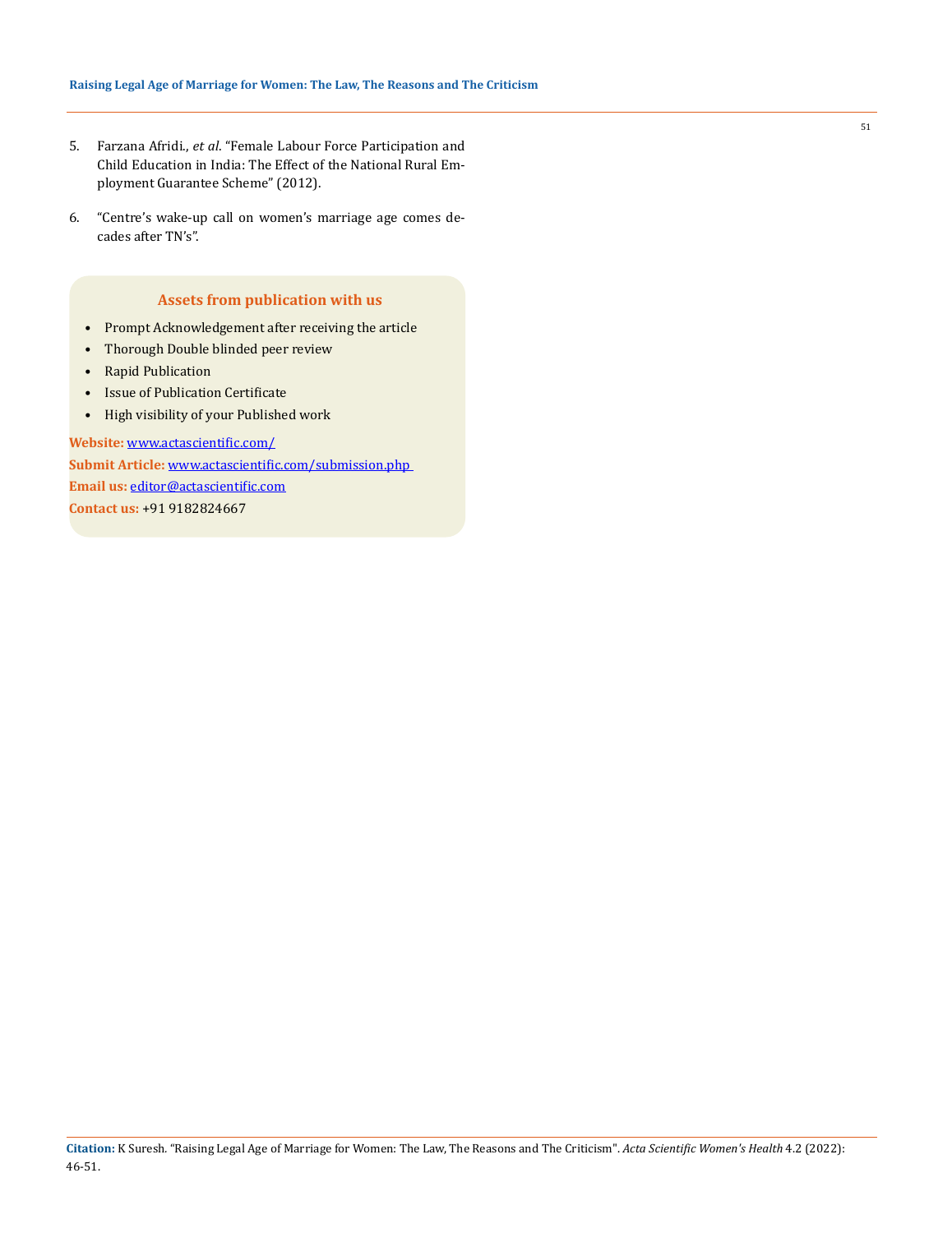5. Farzana Afridi., *et al*. "Female Labour Force Participation and Child Education in India: The Effect of the National Rural Employment Guarantee Scheme" (2012).

6. "Centre's wake-up call on women's marriage age comes decades after TN's".

### Assets from publication with us

- Prompt Acknowledgement after receiving the article
- Thorough Double blinded peer review
- Rapid Publication
- Issue of Publication Certificate
- High visibility of your Published work

**Website:** www.actascientific.com/

**Submit Article:** www.actascientific.com/submission.php

**Email us:** editor@actascientific.com

**Contact us:** +91 9182824667